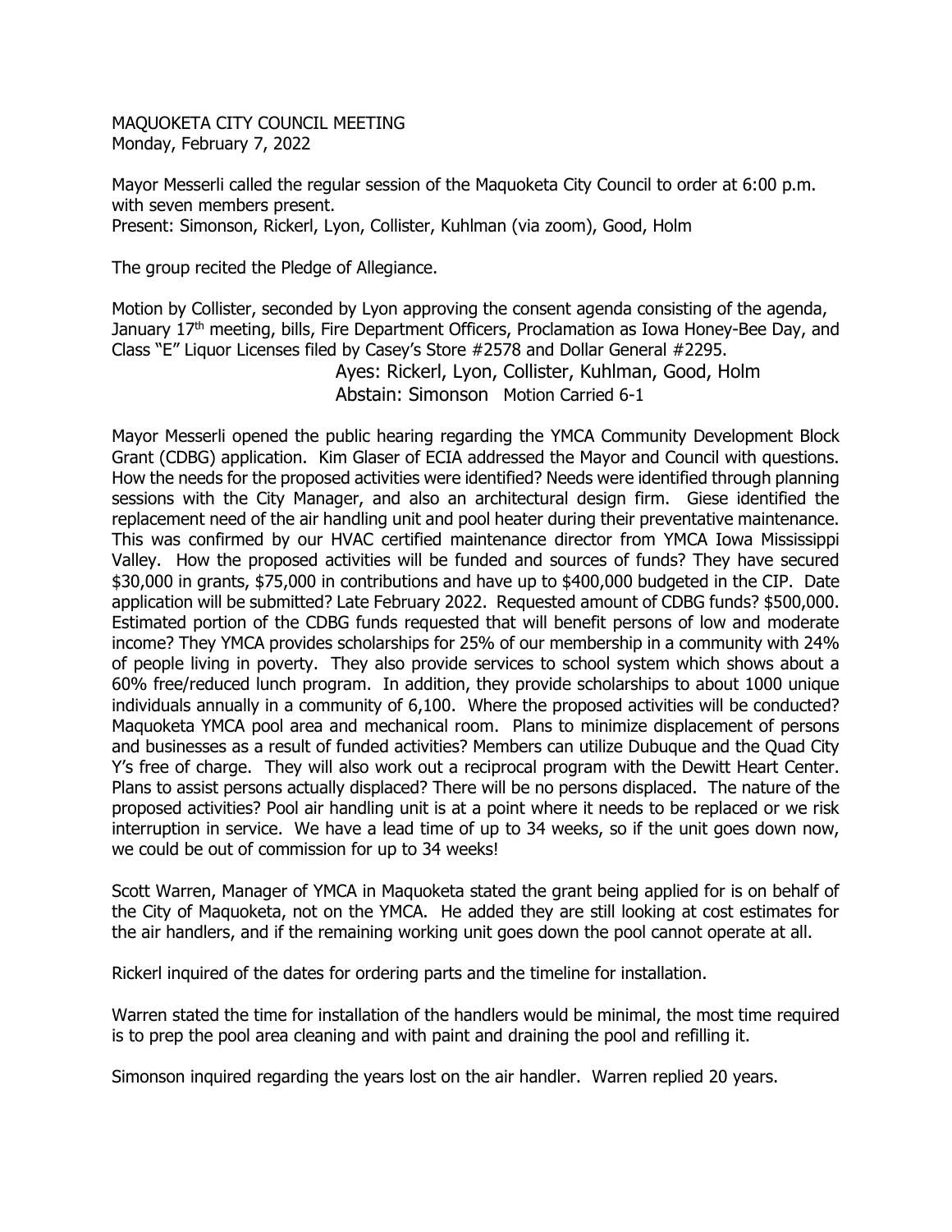MAQUOKETA CITY COUNCIL MEETING
Monday, February 7, 2022

Mayor Messerli called the regular session of the Maquoketa City Council to order at 6:00 p.m. with seven members present.
Present: Simonson, Rickerl, Lyon, Collister, Kuhlman (via zoom), Good, Holm

The group recited the Pledge of Allegiance.

Motion by Collister, seconded by Lyon approving the consent agenda consisting of the agenda, January 17th meeting, bills, Fire Department Officers, Proclamation as Iowa Honey-Bee Day, and Class "E" Liquor Licenses filed by Casey's Store #2578 and Dollar General #2295.

Ayes: Rickerl, Lyon, Collister, Kuhlman, Good, Holm
Abstain: Simonson Motion Carried 6-1

Mayor Messerli opened the public hearing regarding the YMCA Community Development Block Grant (CDBG) application. Kim Glaser of ECIA addressed the Mayor and Council with questions. How the needs for the proposed activities were identified? Needs were identified through planning sessions with the City Manager, and also an architectural design firm. Giese identified the replacement need of the air handling unit and pool heater during their preventative maintenance. This was confirmed by our HVAC certified maintenance director from YMCA Iowa Mississippi Valley. How the proposed activities will be funded and sources of funds? They have secured $30,000 in grants, $75,000 in contributions and have up to $400,000 budgeted in the CIP. Date application will be submitted? Late February 2022. Requested amount of CDBG funds? $500,000. Estimated portion of the CDBG funds requested that will benefit persons of low and moderate income? They YMCA provides scholarships for 25% of our membership in a community with 24% of people living in poverty. They also provide services to school system which shows about a 60% free/reduced lunch program. In addition, they provide scholarships to about 1000 unique individuals annually in a community of 6,100. Where the proposed activities will be conducted? Maquoketa YMCA pool area and mechanical room. Plans to minimize displacement of persons and businesses as a result of funded activities? Members can utilize Dubuque and the Quad City Y's free of charge. They will also work out a reciprocal program with the Dewitt Heart Center. Plans to assist persons actually displaced? There will be no persons displaced. The nature of the proposed activities? Pool air handling unit is at a point where it needs to be replaced or we risk interruption in service. We have a lead time of up to 34 weeks, so if the unit goes down now, we could be out of commission for up to 34 weeks!

Scott Warren, Manager of YMCA in Maquoketa stated the grant being applied for is on behalf of the City of Maquoketa, not on the YMCA. He added they are still looking at cost estimates for the air handlers, and if the remaining working unit goes down the pool cannot operate at all.

Rickerl inquired of the dates for ordering parts and the timeline for installation.

Warren stated the time for installation of the handlers would be minimal, the most time required is to prep the pool area cleaning and with paint and draining the pool and refilling it.

Simonson inquired regarding the years lost on the air handler. Warren replied 20 years.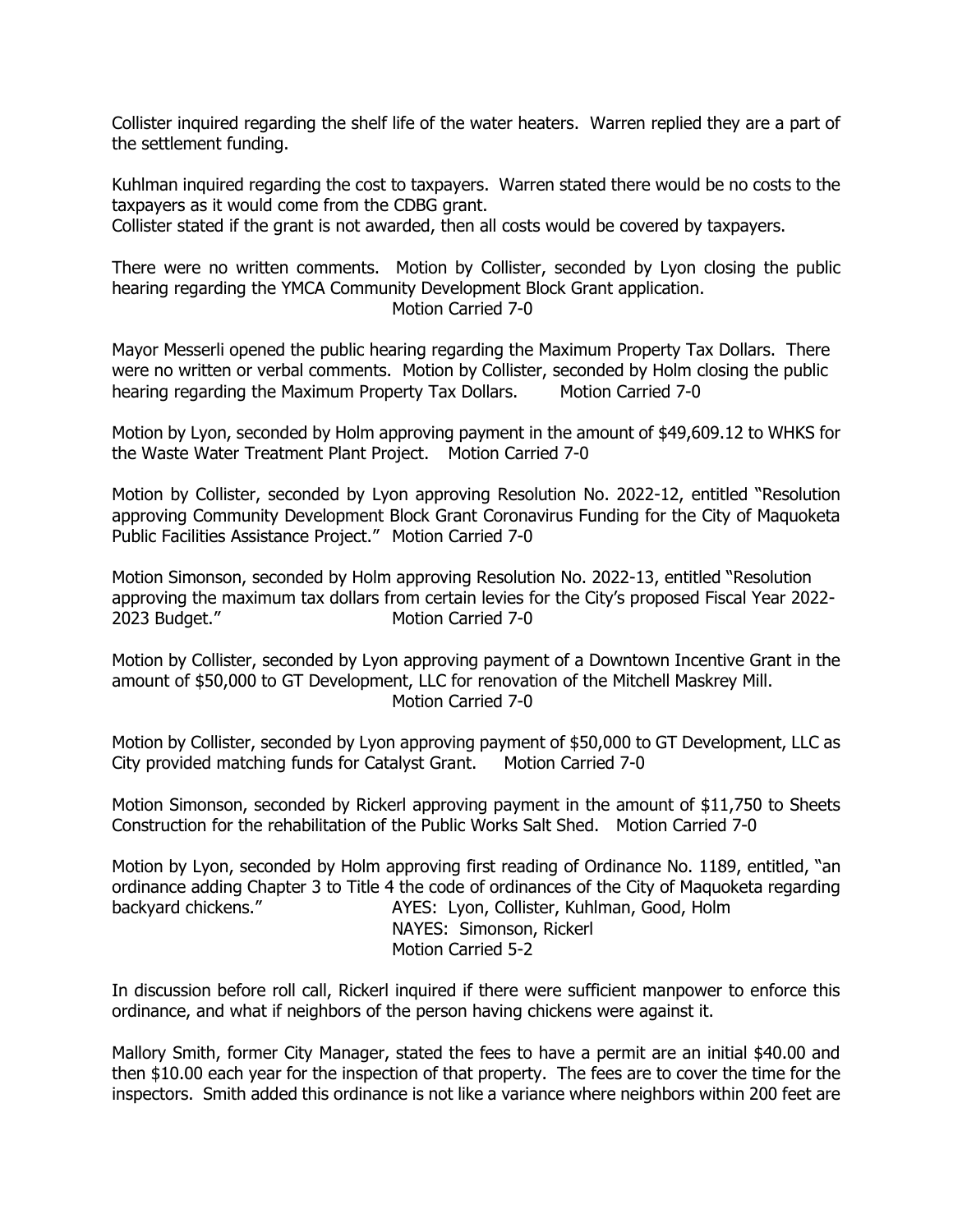Collister inquired regarding the shelf life of the water heaters. Warren replied they are a part of the settlement funding.

Kuhlman inquired regarding the cost to taxpayers. Warren stated there would be no costs to the taxpayers as it would come from the CDBG grant.
Collister stated if the grant is not awarded, then all costs would be covered by taxpayers.

There were no written comments. Motion by Collister, seconded by Lyon closing the public hearing regarding the YMCA Community Development Block Grant application.
Motion Carried 7-0

Mayor Messerli opened the public hearing regarding the Maximum Property Tax Dollars. There were no written or verbal comments. Motion by Collister, seconded by Holm closing the public hearing regarding the Maximum Property Tax Dollars. Motion Carried 7-0

Motion by Lyon, seconded by Holm approving payment in the amount of $49,609.12 to WHKS for the Waste Water Treatment Plant Project. Motion Carried 7-0

Motion by Collister, seconded by Lyon approving Resolution No. 2022-12, entitled "Resolution approving Community Development Block Grant Coronavirus Funding for the City of Maquoketa Public Facilities Assistance Project." Motion Carried 7-0

Motion Simonson, seconded by Holm approving Resolution No. 2022-13, entitled "Resolution approving the maximum tax dollars from certain levies for the City's proposed Fiscal Year 2022-2023 Budget." Motion Carried 7-0

Motion by Collister, seconded by Lyon approving payment of a Downtown Incentive Grant in the amount of $50,000 to GT Development, LLC for renovation of the Mitchell Maskrey Mill.
Motion Carried 7-0

Motion by Collister, seconded by Lyon approving payment of $50,000 to GT Development, LLC as City provided matching funds for Catalyst Grant. Motion Carried 7-0

Motion Simonson, seconded by Rickerl approving payment in the amount of $11,750 to Sheets Construction for the rehabilitation of the Public Works Salt Shed. Motion Carried 7-0

Motion by Lyon, seconded by Holm approving first reading of Ordinance No. 1189, entitled, "an ordinance adding Chapter 3 to Title 4 the code of ordinances of the City of Maquoketa regarding backyard chickens."
AYES: Lyon, Collister, Kuhlman, Good, Holm
NAYES: Simonson, Rickerl
Motion Carried 5-2

In discussion before roll call, Rickerl inquired if there were sufficient manpower to enforce this ordinance, and what if neighbors of the person having chickens were against it.

Mallory Smith, former City Manager, stated the fees to have a permit are an initial $40.00 and then $10.00 each year for the inspection of that property. The fees are to cover the time for the inspectors. Smith added this ordinance is not like a variance where neighbors within 200 feet are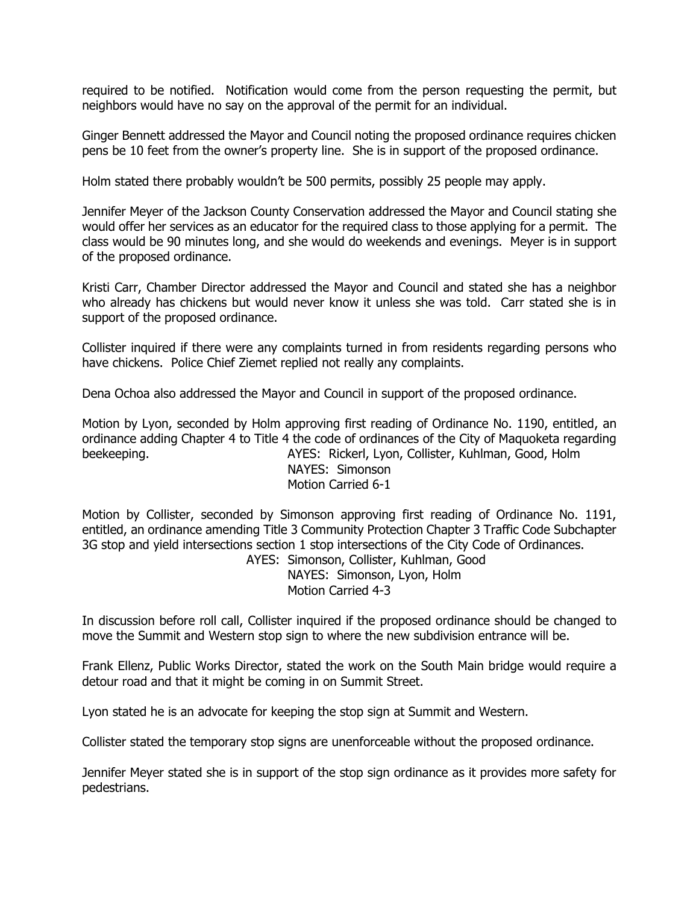required to be notified. Notification would come from the person requesting the permit, but neighbors would have no say on the approval of the permit for an individual.

Ginger Bennett addressed the Mayor and Council noting the proposed ordinance requires chicken pens be 10 feet from the owner's property line. She is in support of the proposed ordinance.

Holm stated there probably wouldn't be 500 permits, possibly 25 people may apply.

Jennifer Meyer of the Jackson County Conservation addressed the Mayor and Council stating she would offer her services as an educator for the required class to those applying for a permit. The class would be 90 minutes long, and she would do weekends and evenings. Meyer is in support of the proposed ordinance.

Kristi Carr, Chamber Director addressed the Mayor and Council and stated she has a neighbor who already has chickens but would never know it unless she was told. Carr stated she is in support of the proposed ordinance.

Collister inquired if there were any complaints turned in from residents regarding persons who have chickens. Police Chief Ziemet replied not really any complaints.

Dena Ochoa also addressed the Mayor and Council in support of the proposed ordinance.

Motion by Lyon, seconded by Holm approving first reading of Ordinance No. 1190, entitled, an ordinance adding Chapter 4 to Title 4 the code of ordinances of the City of Maquoketa regarding beekeeping.

AYES: Rickerl, Lyon, Collister, Kuhlman, Good, Holm
NAYES: Simonson
Motion Carried 6-1

Motion by Collister, seconded by Simonson approving first reading of Ordinance No. 1191, entitled, an ordinance amending Title 3 Community Protection Chapter 3 Traffic Code Subchapter 3G stop and yield intersections section 1 stop intersections of the City Code of Ordinances.

AYES: Simonson, Collister, Kuhlman, Good
NAYES: Simonson, Lyon, Holm
Motion Carried 4-3

In discussion before roll call, Collister inquired if the proposed ordinance should be changed to move the Summit and Western stop sign to where the new subdivision entrance will be.

Frank Ellenz, Public Works Director, stated the work on the South Main bridge would require a detour road and that it might be coming in on Summit Street.

Lyon stated he is an advocate for keeping the stop sign at Summit and Western.

Collister stated the temporary stop signs are unenforceable without the proposed ordinance.

Jennifer Meyer stated she is in support of the stop sign ordinance as it provides more safety for pedestrians.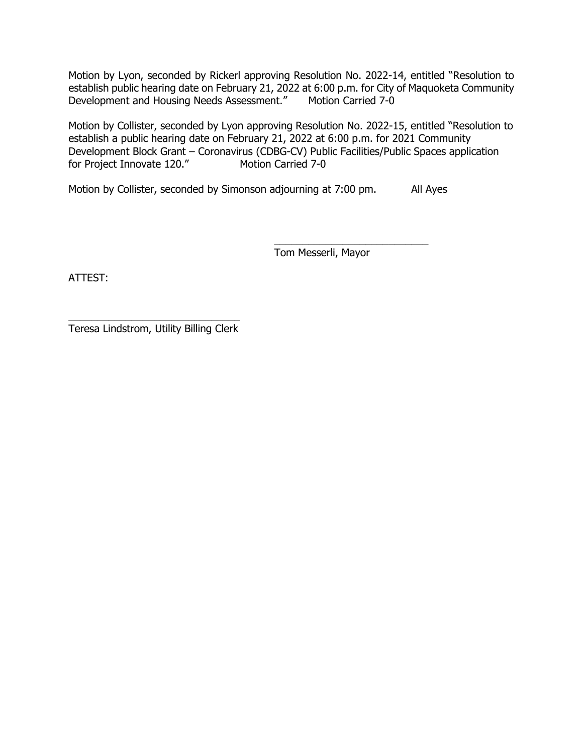Motion by Lyon, seconded by Rickerl approving Resolution No. 2022-14, entitled "Resolution to establish public hearing date on February 21, 2022 at 6:00 p.m. for City of Maquoketa Community Development and Housing Needs Assessment." Motion Carried 7-0

Motion by Collister, seconded by Lyon approving Resolution No. 2022-15, entitled "Resolution to establish a public hearing date on February 21, 2022 at 6:00 p.m. for 2021 Community Development Block Grant – Coronavirus (CDBG-CV) Public Facilities/Public Spaces application for Project Innovate 120." Motion Carried 7-0

Motion by Collister, seconded by Simonson adjourning at 7:00 pm. All Ayes

\_\_\_\_\_\_\_\_\_\_\_\_\_\_\_\_\_\_\_\_\_\_\_\_\_\_\_

Tom Messerli, Mayor

ATTEST:

\_\_\_\_\_\_\_\_\_\_\_\_\_\_\_\_\_\_\_\_\_\_\_\_\_\_\_\_\_\_\_

Teresa Lindstrom, Utility Billing Clerk